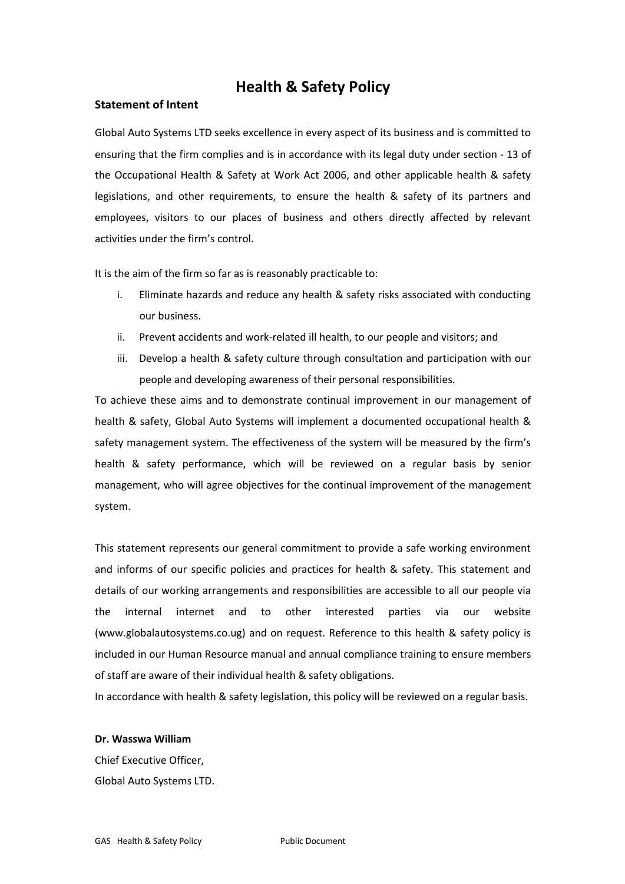# Health & Safety Policy

## Statement of Intent

Global Auto Systems LTD seeks excellence in every aspect of its business and is committed to ensuring that the firm complies and is in accordance with its legal duty under section - 13 of the Occupational Health & Safety at Work Act 2006, and other applicable health & safety legislations, and other requirements, to ensure the health & safety of its partners and employees, visitors to our places of business and others directly affected by relevant activities under the firm's control.

It is the aim of the firm so far as is reasonably practicable to:

i. Eliminate hazards and reduce any health & safety risks associated with conducting our business.
ii. Prevent accidents and work-related ill health, to our people and visitors; and
iii. Develop a health & safety culture through consultation and participation with our people and developing awareness of their personal responsibilities.

To achieve these aims and to demonstrate continual improvement in our management of health & safety, Global Auto Systems will implement a documented occupational health & safety management system. The effectiveness of the system will be measured by the firm's health & safety performance, which will be reviewed on a regular basis by senior management, who will agree objectives for the continual improvement of the management system.

This statement represents our general commitment to provide a safe working environment and informs of our specific policies and practices for health & safety. This statement and details of our working arrangements and responsibilities are accessible to all our people via the internal internet and to other interested parties via our website (www.globalautosystems.co.ug) and on request. Reference to this health & safety policy is included in our Human Resource manual and annual compliance training to ensure members of staff are aware of their individual health & safety obligations.

In accordance with health & safety legislation, this policy will be reviewed on a regular basis.

**Dr. Wasswa William**
Chief Executive Officer,
Global Auto Systems LTD.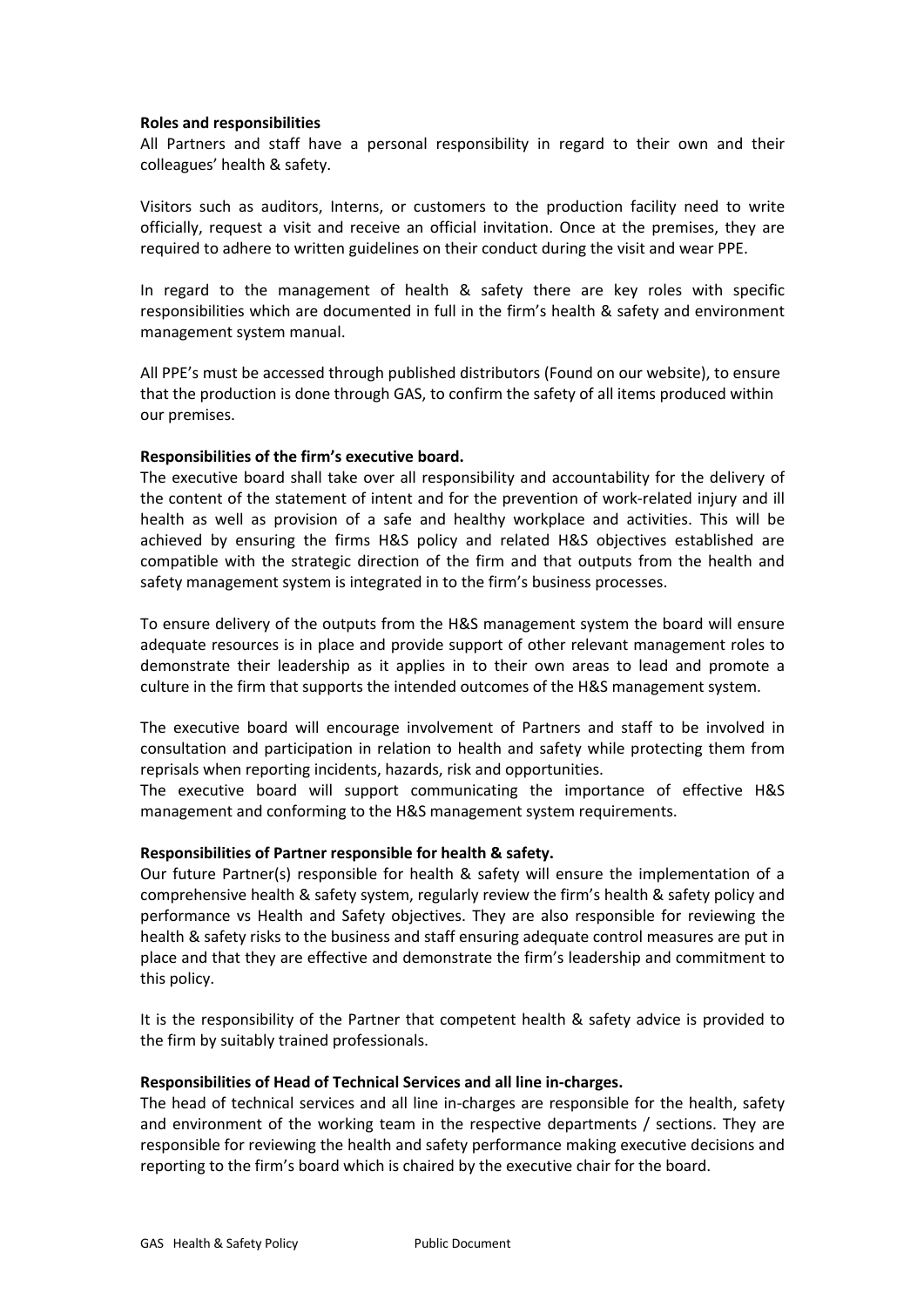**Roles and responsibilities**

All Partners and staff have a personal responsibility in regard to their own and their colleagues' health & safety.

Visitors such as auditors, Interns, or customers to the production facility need to write officially, request a visit and receive an official invitation. Once at the premises, they are required to adhere to written guidelines on their conduct during the visit and wear PPE.

In regard to the management of health & safety there are key roles with specific responsibilities which are documented in full in the firm's health & safety and environment management system manual.

All PPE's must be accessed through published distributors (Found on our website), to ensure that the production is done through GAS, to confirm the safety of all items produced within our premises.

**Responsibilities of the firm's executive board.**

The executive board shall take over all responsibility and accountability for the delivery of the content of the statement of intent and for the prevention of work-related injury and ill health as well as provision of a safe and healthy workplace and activities. This will be achieved by ensuring the firms H&S policy and related H&S objectives established are compatible with the strategic direction of the firm and that outputs from the health and safety management system is integrated in to the firm's business processes.

To ensure delivery of the outputs from the H&S management system the board will ensure adequate resources is in place and provide support of other relevant management roles to demonstrate their leadership as it applies in to their own areas to lead and promote a culture in the firm that supports the intended outcomes of the H&S management system.

The executive board will encourage involvement of Partners and staff to be involved in consultation and participation in relation to health and safety while protecting them from reprisals when reporting incidents, hazards, risk and opportunities.

The executive board will support communicating the importance of effective H&S management and conforming to the H&S management system requirements.

**Responsibilities of Partner responsible for health & safety.**

Our future Partner(s) responsible for health & safety will ensure the implementation of a comprehensive health & safety system, regularly review the firm's health & safety policy and performance vs Health and Safety objectives. They are also responsible for reviewing the health & safety risks to the business and staff ensuring adequate control measures are put in place and that they are effective and demonstrate the firm's leadership and commitment to this policy.

It is the responsibility of the Partner that competent health & safety advice is provided to the firm by suitably trained professionals.

**Responsibilities of Head of Technical Services and all line in-charges.**

The head of technical services and all line in-charges are responsible for the health, safety and environment of the working team in the respective departments / sections. They are responsible for reviewing the health and safety performance making executive decisions and reporting to the firm's board which is chaired by the executive chair for the board.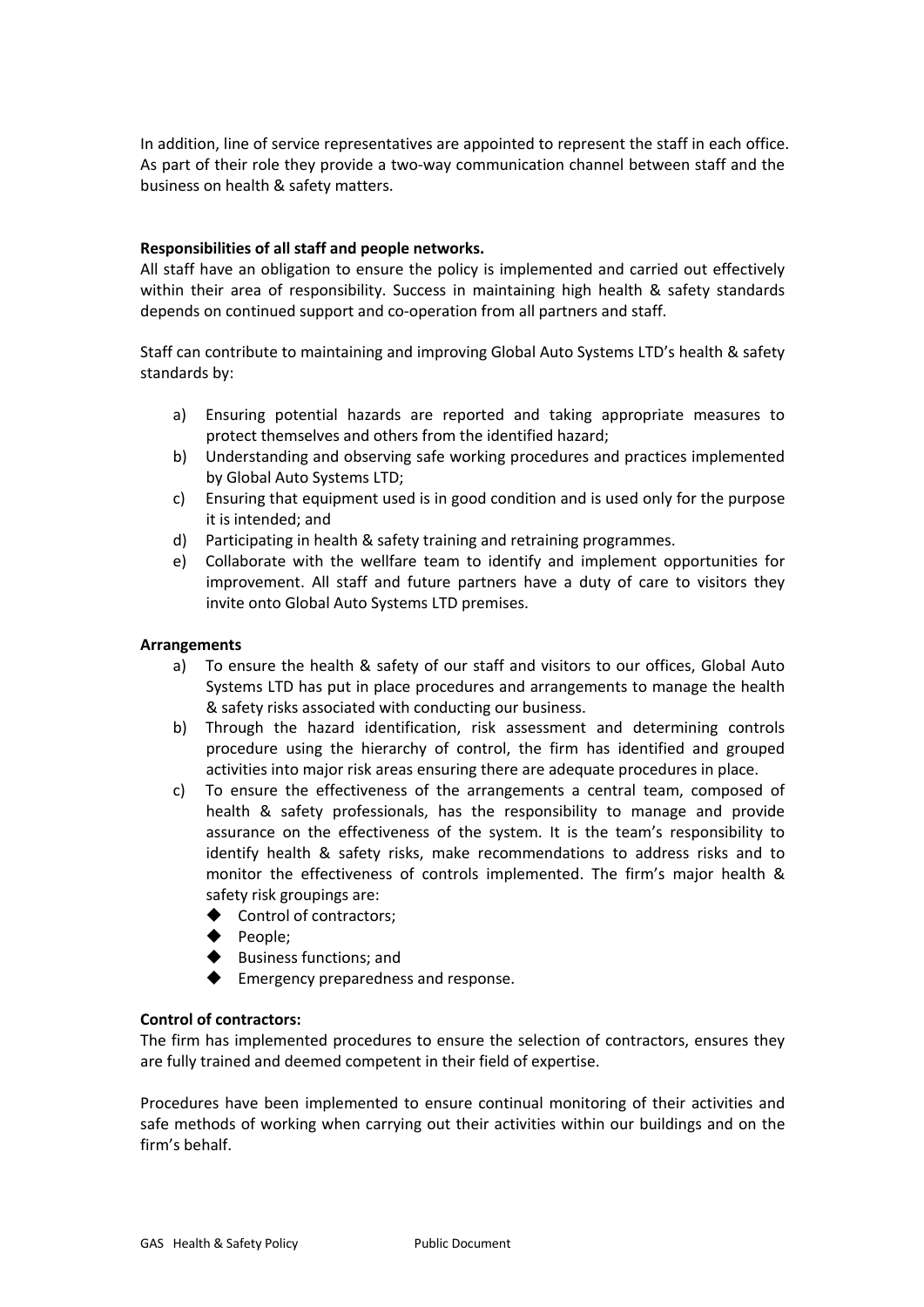In addition, line of service representatives are appointed to represent the staff in each office. As part of their role they provide a two-way communication channel between staff and the business on health & safety matters.

**Responsibilities of all staff and people networks.**

All staff have an obligation to ensure the policy is implemented and carried out effectively within their area of responsibility. Success in maintaining high health & safety standards depends on continued support and co-operation from all partners and staff.

Staff can contribute to maintaining and improving Global Auto Systems LTD's health & safety standards by:

a) Ensuring potential hazards are reported and taking appropriate measures to protect themselves and others from the identified hazard;
b) Understanding and observing safe working procedures and practices implemented by Global Auto Systems LTD;
c) Ensuring that equipment used is in good condition and is used only for the purpose it is intended; and
d) Participating in health & safety training and retraining programmes.
e) Collaborate with the wellfare team to identify and implement opportunities for improvement. All staff and future partners have a duty of care to visitors they invite onto Global Auto Systems LTD premises.

**Arrangements**

a) To ensure the health & safety of our staff and visitors to our offices, Global Auto Systems LTD has put in place procedures and arrangements to manage the health & safety risks associated with conducting our business.
b) Through the hazard identification, risk assessment and determining controls procedure using the hierarchy of control, the firm has identified and grouped activities into major risk areas ensuring there are adequate procedures in place.
c) To ensure the effectiveness of the arrangements a central team, composed of health & safety professionals, has the responsibility to manage and provide assurance on the effectiveness of the system. It is the team's responsibility to identify health & safety risks, make recommendations to address risks and to monitor the effectiveness of controls implemented. The firm's major health & safety risk groupings are:
   - Control of contractors;
   - People;
   - Business functions; and
   - Emergency preparedness and response.

**Control of contractors:**

The firm has implemented procedures to ensure the selection of contractors, ensures they are fully trained and deemed competent in their field of expertise.

Procedures have been implemented to ensure continual monitoring of their activities and safe methods of working when carrying out their activities within our buildings and on the firm's behalf.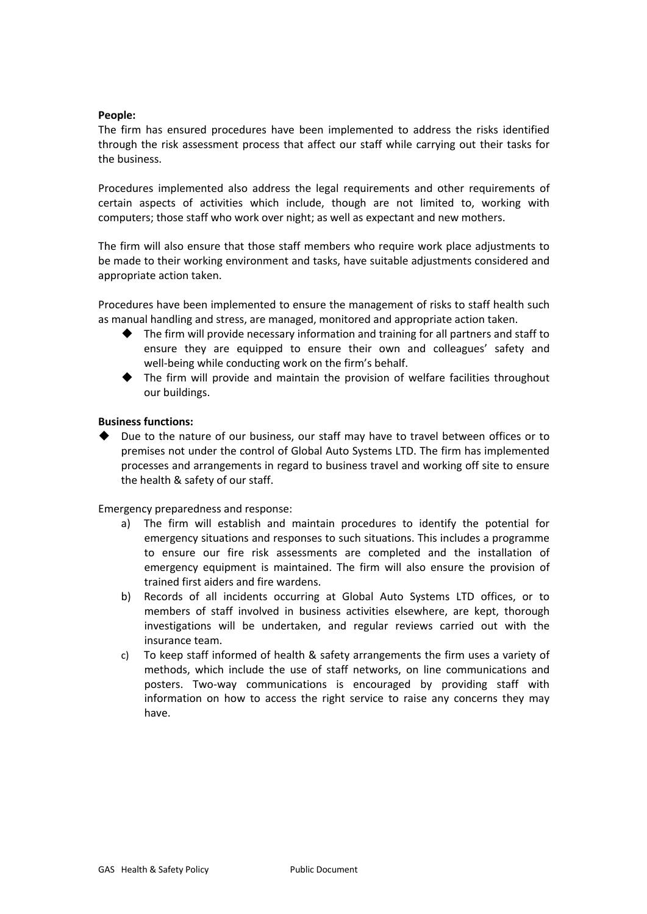**People:**

The firm has ensured procedures have been implemented to address the risks identified through the risk assessment process that affect our staff while carrying out their tasks for the business.

Procedures implemented also address the legal requirements and other requirements of certain aspects of activities which include, though are not limited to, working with computers; those staff who work over night; as well as expectant and new mothers.

The firm will also ensure that those staff members who require work place adjustments to be made to their working environment and tasks, have suitable adjustments considered and appropriate action taken.

Procedures have been implemented to ensure the management of risks to staff health such as manual handling and stress, are managed, monitored and appropriate action taken.

- The firm will provide necessary information and training for all partners and staff to ensure they are equipped to ensure their own and colleagues' safety and well-being while conducting work on the firm's behalf.
- The firm will provide and maintain the provision of welfare facilities throughout our buildings.

**Business functions:**

- Due to the nature of our business, our staff may have to travel between offices or to premises not under the control of Global Auto Systems LTD. The firm has implemented processes and arrangements in regard to business travel and working off site to ensure the health & safety of our staff.

Emergency preparedness and response:

a) The firm will establish and maintain procedures to identify the potential for emergency situations and responses to such situations. This includes a programme to ensure our fire risk assessments are completed and the installation of emergency equipment is maintained. The firm will also ensure the provision of trained first aiders and fire wardens.

b) Records of all incidents occurring at Global Auto Systems LTD offices, or to members of staff involved in business activities elsewhere, are kept, thorough investigations will be undertaken, and regular reviews carried out with the insurance team.

c) To keep staff informed of health & safety arrangements the firm uses a variety of methods, which include the use of staff networks, on line communications and posters. Two-way communications is encouraged by providing staff with information on how to access the right service to raise any concerns they may have.